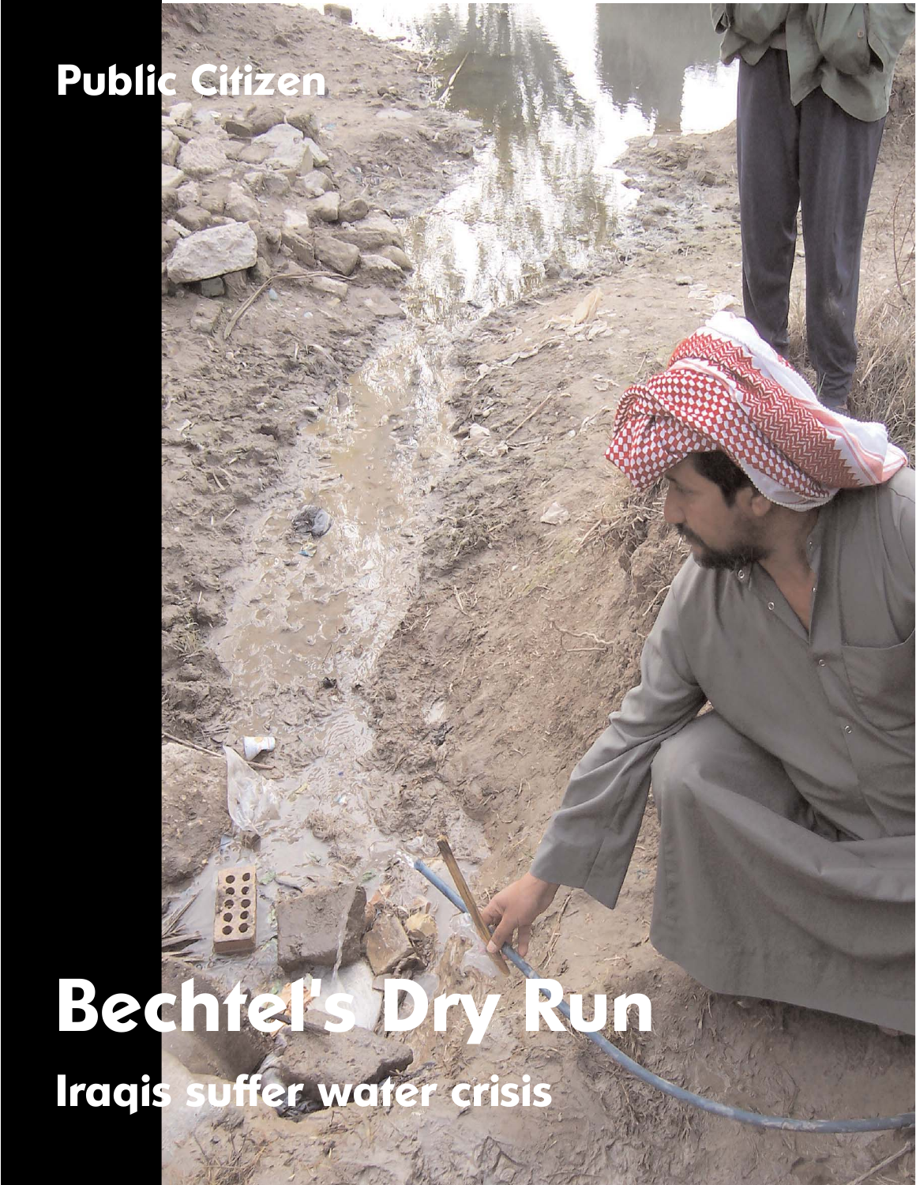Public Citizen

# Bechtel's Dry Run

## Iraqis suffer water crisis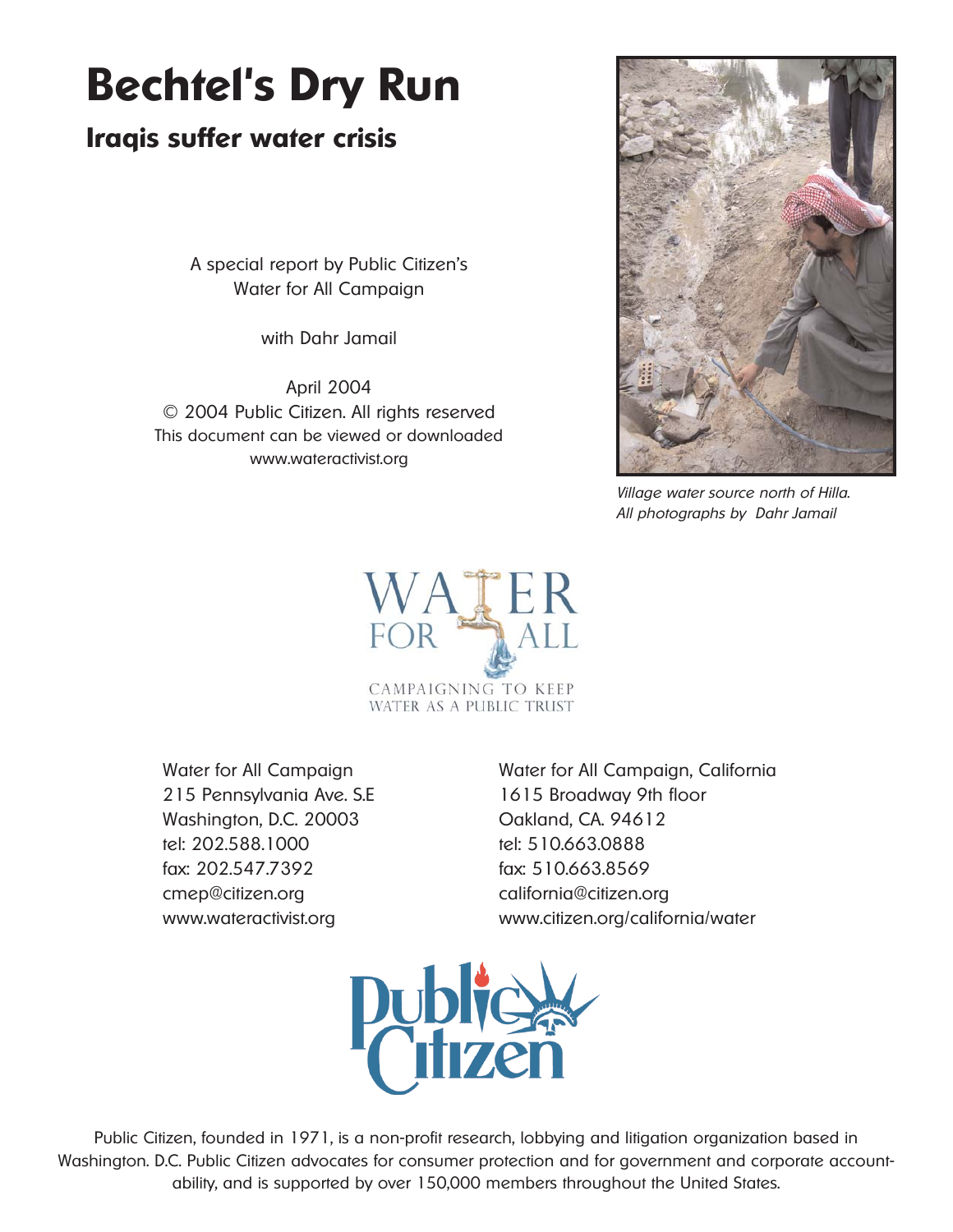# Bechtel's Dry Run

## Iraqis suffer water crisis

A special report by Public Citizen's
Water for All Campaign

with Dahr Jamail

April 2004
© 2004 Public Citizen. All rights reserved
This document can be viewed or downloaded
www.wateractivist.org

*Village water source north of Hilla.*
*All photographs by Dahr Jamail*

WATER FOR ALL
CAMPAIGNING TO KEEP WATER AS A PUBLIC TRUST

Water for All Campaign
215 Pennsylvania Ave. S.E
Washington, D.C. 20003
tel: 202.588.1000
fax: 202.547.7392
cmep@citizen.org
www.wateractivist.org

Water for All Campaign, California
1615 Broadway 9th floor
Oakland, CA. 94612
tel: 510.663.0888
fax: 510.663.8569
california@citizen.org
www.citizen.org/california/water

Public Citizen

Public Citizen, founded in 1971, is a non-profit research, lobbying and litigation organization based in Washington. D.C. Public Citizen advocates for consumer protection and for government and corporate accountability, and is supported by over 150,000 members throughout the United States.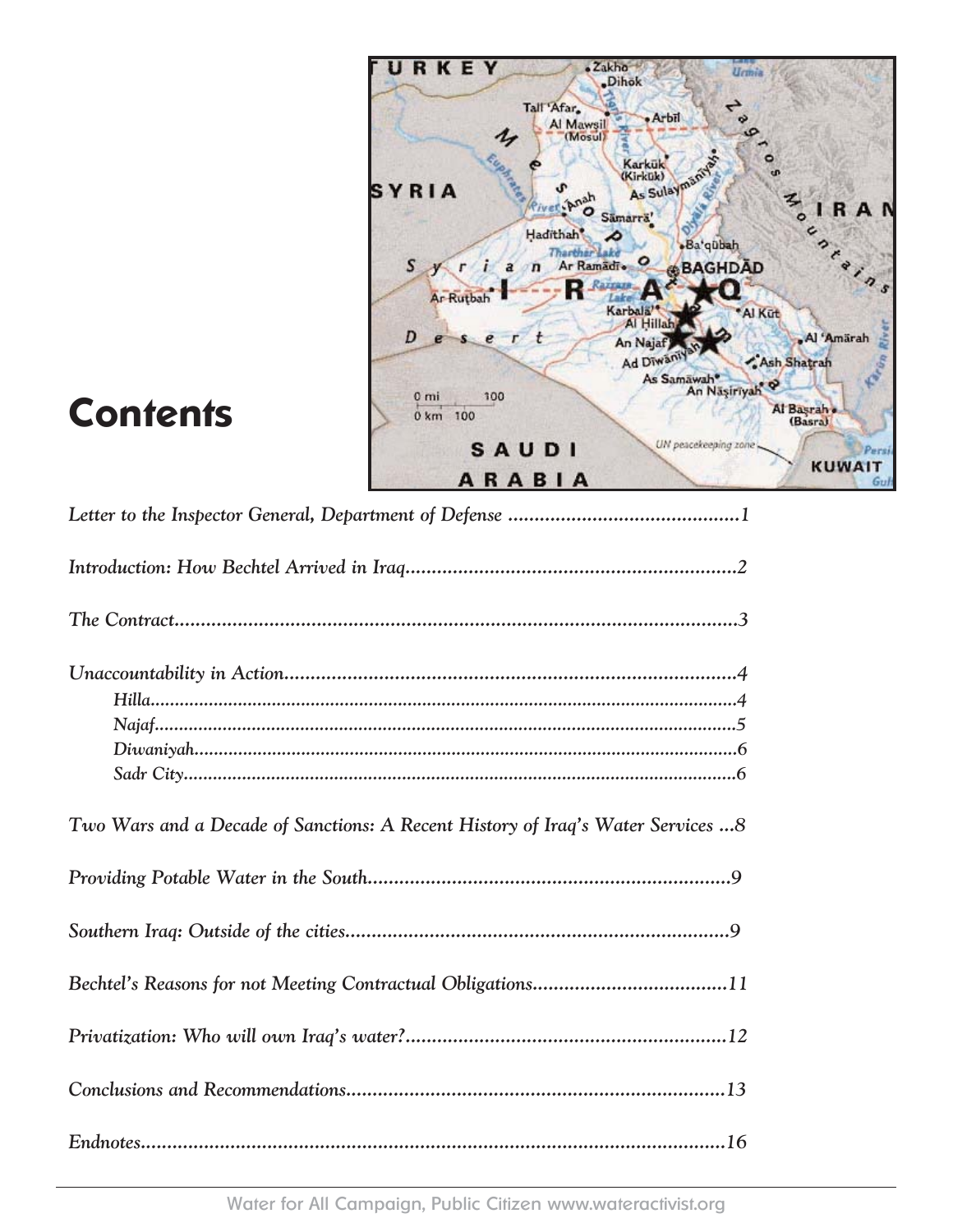# Contents

*Letter to the Inspector General, Department of Defense ............................................1*

*Introduction: How Bechtel Arrived in Iraq..............................................................2*

*The Contract..........................................................................................................3*

*Unaccountability in Action.......................................................................................4*

- *Hilla........................................................................................................................4*
- *Najaf.......................................................................................................................5*
- *Diwaniyah...............................................................................................................6*
- *Sadr City.................................................................................................................6*

*Two Wars and a Decade of Sanctions: A Recent History of Iraq's Water Services ...8*

*Providing Potable Water in the South.....................................................................9*

*Southern Iraq: Outside of the cities.........................................................................9*

*Bechtel's Reasons for not Meeting Contractual Obligations.....................................11*

*Privatization: Who will own Iraq's water?.............................................................12*

*Conclusions and Recommendations.......................................................................13*

*Endnotes...............................................................................................................16*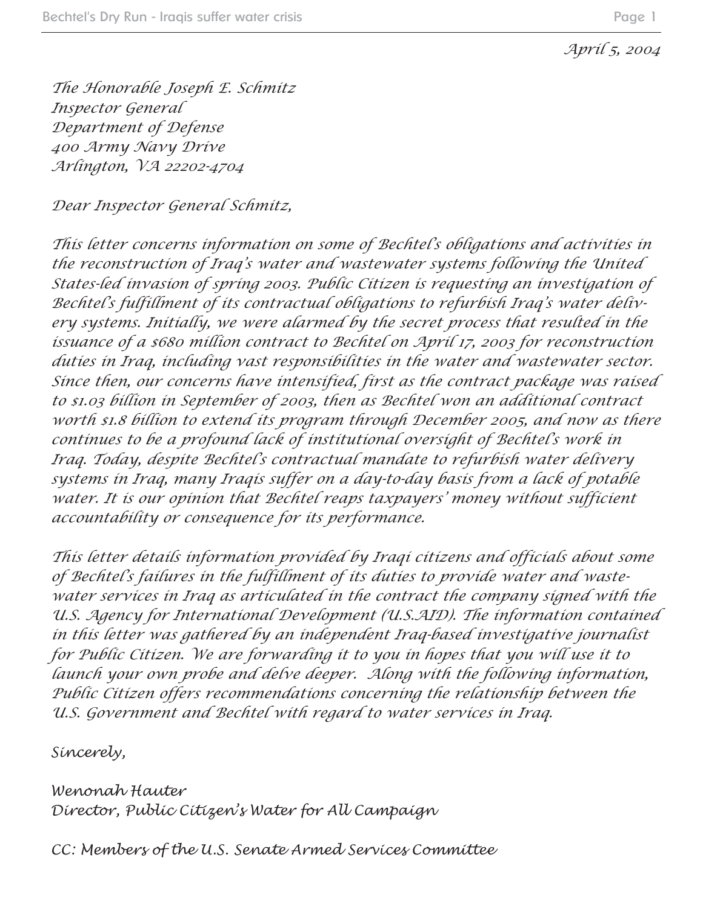April 5, 2004

The Honorable Joseph E. Schmitz
Inspector General
Department of Defense
400 Army Navy Drive
Arlington, VA 22202-4704

Dear Inspector General Schmitz,

This letter concerns information on some of Bechtel's obligations and activities in the reconstruction of Iraq's water and wastewater systems following the United States-led invasion of spring 2003. Public Citizen is requesting an investigation of Bechtel's fulfillment of its contractual obligations to refurbish Iraq's water delivery systems. Initially, we were alarmed by the secret process that resulted in the issuance of a $680 million contract to Bechtel on April 17, 2003 for reconstruction duties in Iraq, including vast responsibilities in the water and wastewater sector. Since then, our concerns have intensified, first as the contract package was raised to $1.03 billion in September of 2003, then as Bechtel won an additional contract worth $1.8 billion to extend its program through December 2005, and now as there continues to be a profound lack of institutional oversight of Bechtel's work in Iraq. Today, despite Bechtel's contractual mandate to refurbish water delivery systems in Iraq, many Iraqis suffer on a day-to-day basis from a lack of potable water. It is our opinion that Bechtel reaps taxpayers' money without sufficient accountability or consequence for its performance.

This letter details information provided by Iraqi citizens and officials about some of Bechtel's failures in the fulfillment of its duties to provide water and wastewater services in Iraq as articulated in the contract the company signed with the U.S. Agency for International Development (U.S.AID). The information contained in this letter was gathered by an independent Iraq-based investigative journalist for Public Citizen. We are forwarding it to you in hopes that you will use it to launch your own probe and delve deeper. Along with the following information, Public Citizen offers recommendations concerning the relationship between the U.S. Government and Bechtel with regard to water services in Iraq.

Sincerely,

Wenonah Hauter
Director, Public Citizen's Water for All Campaign

CC: Members of the U.S. Senate Armed Services Committee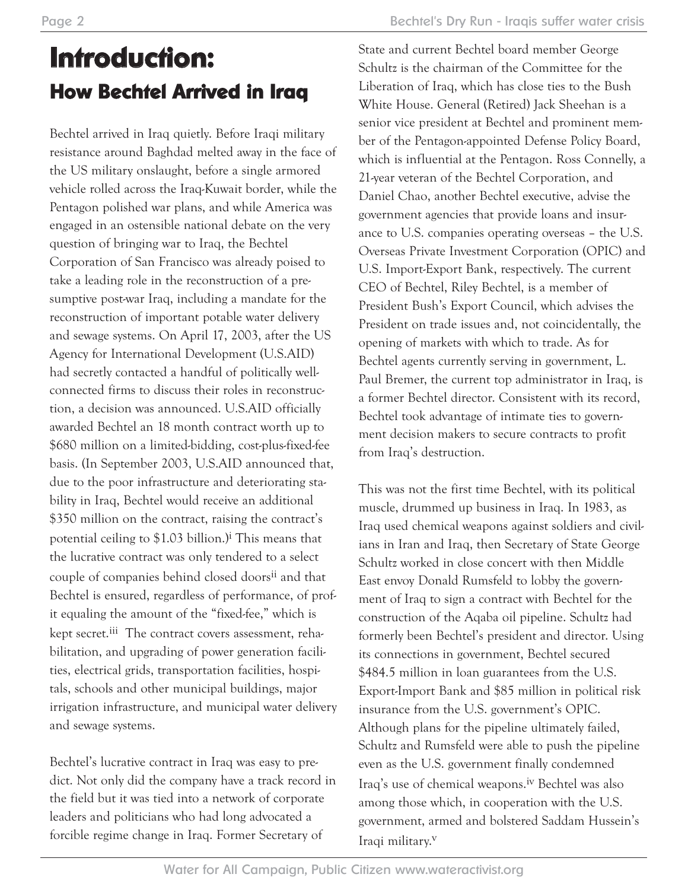# Introduction:

## How Bechtel Arrived in Iraq

Bechtel arrived in Iraq quietly. Before Iraqi military resistance around Baghdad melted away in the face of the US military onslaught, before a single armored vehicle rolled across the Iraq-Kuwait border, while the Pentagon polished war plans, and while America was engaged in an ostensible national debate on the very question of bringing war to Iraq, the Bechtel Corporation of San Francisco was already poised to take a leading role in the reconstruction of a presumptive post-war Iraq, including a mandate for the reconstruction of important potable water delivery and sewage systems. On April 17, 2003, after the US Agency for International Development (U.S.AID) had secretly contacted a handful of politically well-connected firms to discuss their roles in reconstruction, a decision was announced. U.S.AID officially awarded Bechtel an 18 month contract worth up to $680 million on a limited-bidding, cost-plus-fixed-fee basis. (In September 2003, U.S.AID announced that, due to the poor infrastructure and deteriorating stability in Iraq, Bechtel would receive an additional $350 million on the contract, raising the contract's potential ceiling to $1.03 billion.)[i] This means that the lucrative contract was only tendered to a select couple of companies behind closed doors[ii] and that Bechtel is ensured, regardless of performance, of profit equaling the amount of the "fixed-fee," which is kept secret.[iii] The contract covers assessment, rehabilitation, and upgrading of power generation facilities, electrical grids, transportation facilities, hospitals, schools and other municipal buildings, major irrigation infrastructure, and municipal water delivery and sewage systems.

Bechtel's lucrative contract in Iraq was easy to predict. Not only did the company have a track record in the field but it was tied into a network of corporate leaders and politicians who had long advocated a forcible regime change in Iraq. Former Secretary of State and current Bechtel board member George Schultz is the chairman of the Committee for the Liberation of Iraq, which has close ties to the Bush White House. General (Retired) Jack Sheehan is a senior vice president at Bechtel and prominent member of the Pentagon-appointed Defense Policy Board, which is influential at the Pentagon. Ross Connelly, a 21-year veteran of the Bechtel Corporation, and Daniel Chao, another Bechtel executive, advise the government agencies that provide loans and insurance to U.S. companies operating overseas – the U.S. Overseas Private Investment Corporation (OPIC) and U.S. Import-Export Bank, respectively. The current CEO of Bechtel, Riley Bechtel, is a member of President Bush's Export Council, which advises the President on trade issues and, not coincidentally, the opening of markets with which to trade. As for Bechtel agents currently serving in government, L. Paul Bremer, the current top administrator in Iraq, is a former Bechtel director. Consistent with its record, Bechtel took advantage of intimate ties to government decision makers to secure contracts to profit from Iraq's destruction.

This was not the first time Bechtel, with its political muscle, drummed up business in Iraq. In 1983, as Iraq used chemical weapons against soldiers and civilians in Iran and Iraq, then Secretary of State George Schultz worked in close concert with then Middle East envoy Donald Rumsfeld to lobby the government of Iraq to sign a contract with Bechtel for the construction of the Aqaba oil pipeline. Schultz had formerly been Bechtel's president and director. Using its connections in government, Bechtel secured $484.5 million in loan guarantees from the U.S. Export-Import Bank and $85 million in political risk insurance from the U.S. government's OPIC. Although plans for the pipeline ultimately failed, Schultz and Rumsfeld were able to push the pipeline even as the U.S. government finally condemned Iraq's use of chemical weapons.[iv] Bechtel was also among those which, in cooperation with the U.S. government, armed and bolstered Saddam Hussein's Iraqi military.[v]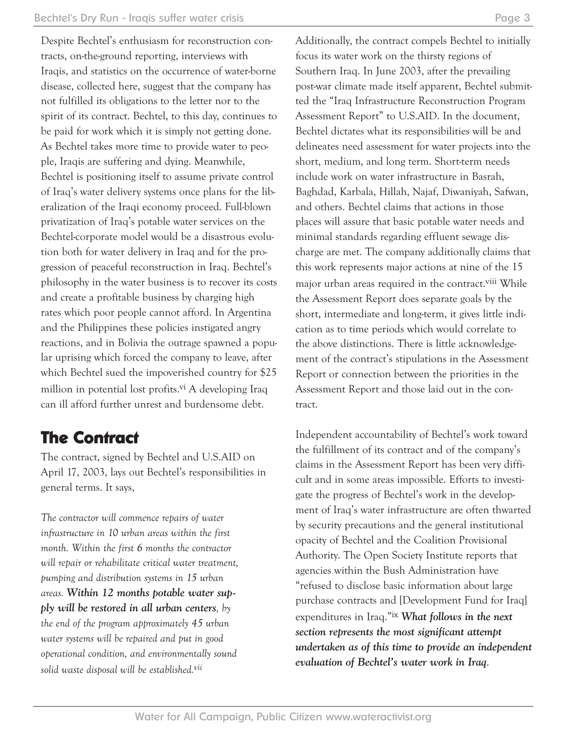Despite Bechtel's enthusiasm for reconstruction contracts, on-the-ground reporting, interviews with Iraqis, and statistics on the occurrence of water-borne disease, collected here, suggest that the company has not fulfilled its obligations to the letter nor to the spirit of its contract. Bechtel, to this day, continues to be paid for work which it is simply not getting done. As Bechtel takes more time to provide water to people, Iraqis are suffering and dying. Meanwhile, Bechtel is positioning itself to assume private control of Iraq's water delivery systems once plans for the liberalization of the Iraqi economy proceed. Full-blown privatization of Iraq's potable water services on the Bechtel-corporate model would be a disastrous evolution both for water delivery in Iraq and for the progression of peaceful reconstruction in Iraq. Bechtel's philosophy in the water business is to recover its costs and create a profitable business by charging high rates which poor people cannot afford. In Argentina and the Philippines these policies instigated angry reactions, and in Bolivia the outrage spawned a popular uprising which forced the company to leave, after which Bechtel sued the impoverished country for $25 million in potential lost profits.[vi] A developing Iraq can ill afford further unrest and burdensome debt.

## The Contract

The contract, signed by Bechtel and U.S.AID on April 17, 2003, lays out Bechtel's responsibilities in general terms. It says,

*The contractor will commence repairs of water infrastructure in 10 urban areas within the first month. Within the first 6 months the contractor will repair or rehabilitate critical water treatment, pumping and distribution systems in 15 urban areas.* ***Within 12 months potable water supply will be restored in all urban centers****, by the end of the program approximately 45 urban water systems will be repaired and put in good operational condition, and environmentally sound solid waste disposal will be established.*[vii]

Additionally, the contract compels Bechtel to initially focus its water work on the thirsty regions of Southern Iraq. In June 2003, after the prevailing post-war climate made itself apparent, Bechtel submitted the "Iraq Infrastructure Reconstruction Program Assessment Report" to U.S.AID. In the document, Bechtel dictates what its responsibilities will be and delineates need assessment for water projects into the short, medium, and long term. Short-term needs include work on water infrastructure in Basrah, Baghdad, Karbala, Hillah, Najaf, Diwaniyah, Safwan, and others. Bechtel claims that actions in those places will assure that basic potable water needs and minimal standards regarding effluent sewage discharge are met. The company additionally claims that this work represents major actions at nine of the 15 major urban areas required in the contract.[viii] While the Assessment Report does separate goals by the short, intermediate and long-term, it gives little indication as to time periods which would correlate to the above distinctions. There is little acknowledgement of the contract's stipulations in the Assessment Report or connection between the priorities in the Assessment Report and those laid out in the contract.

Independent accountability of Bechtel's work toward the fulfillment of its contract and of the company's claims in the Assessment Report has been very difficult and in some areas impossible. Efforts to investigate the progress of Bechtel's work in the development of Iraq's water infrastructure are often thwarted by security precautions and the general institutional opacity of Bechtel and the Coalition Provisional Authority. The Open Society Institute reports that agencies within the Bush Administration have "refused to disclose basic information about large purchase contracts and [Development Fund for Iraq] expenditures in Iraq."[ix] ***What follows in the next section represents the most significant attempt undertaken as of this time to provide an independent evaluation of Bechtel's water work in Iraq.***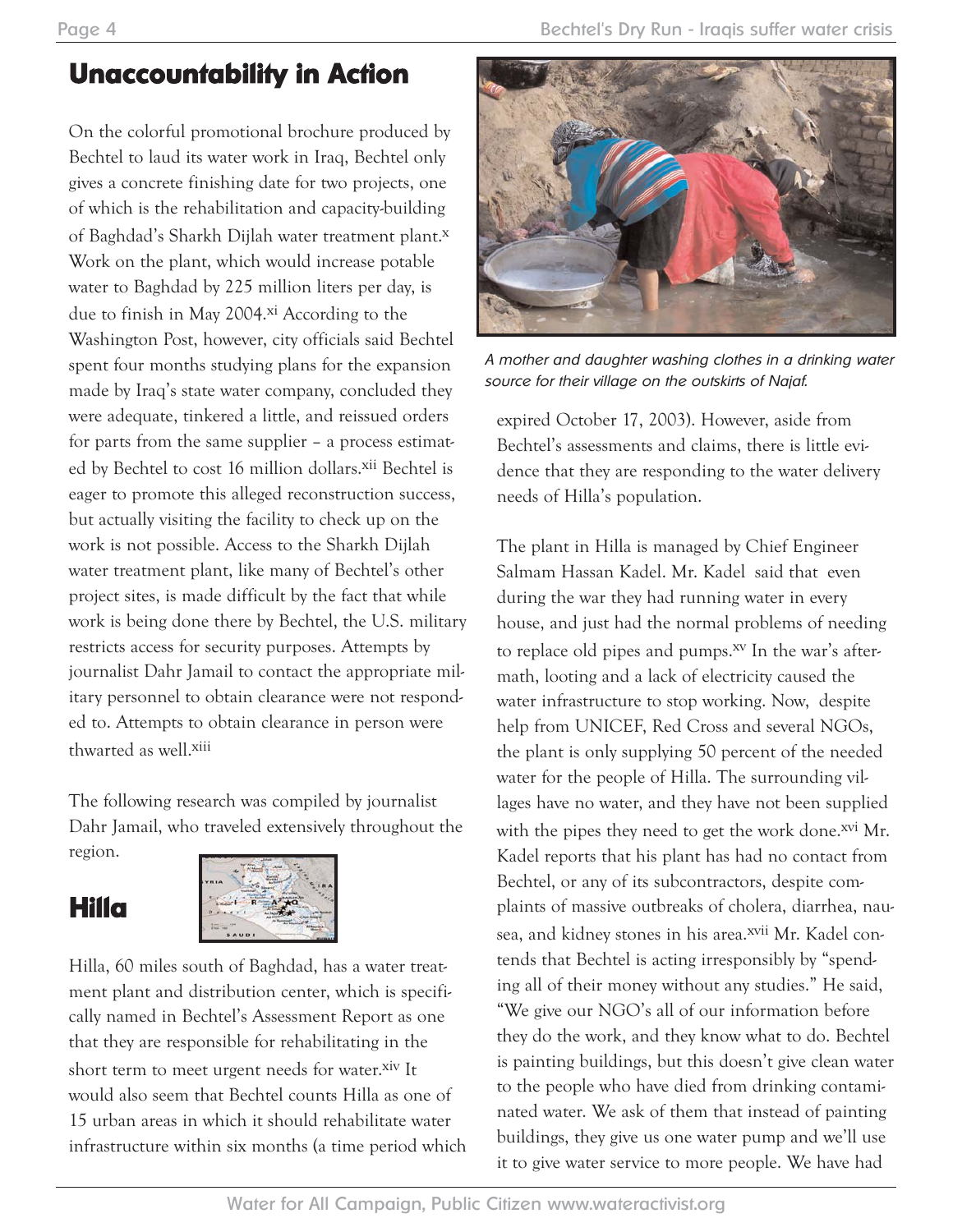## Unaccountability in Action

On the colorful promotional brochure produced by Bechtel to laud its water work in Iraq, Bechtel only gives a concrete finishing date for two projects, one of which is the rehabilitation and capacity-building of Baghdad's Sharkh Dijlah water treatment plant.[x] Work on the plant, which would increase potable water to Baghdad by 225 million liters per day, is due to finish in May 2004.[xi] According to the Washington Post, however, city officials said Bechtel spent four months studying plans for the expansion made by Iraq's state water company, concluded they were adequate, tinkered a little, and reissued orders for parts from the same supplier – a process estimated by Bechtel to cost 16 million dollars.[xii] Bechtel is eager to promote this alleged reconstruction success, but actually visiting the facility to check up on the work is not possible. Access to the Sharkh Dijlah water treatment plant, like many of Bechtel's other project sites, is made difficult by the fact that while work is being done there by Bechtel, the U.S. military restricts access for security purposes. Attempts by journalist Dahr Jamail to contact the appropriate military personnel to obtain clearance were not responded to. Attempts to obtain clearance in person were thwarted as well.[xiii]

The following research was compiled by journalist Dahr Jamail, who traveled extensively throughout the region.

## Hilla

Hilla, 60 miles south of Baghdad, has a water treatment plant and distribution center, which is specifically named in Bechtel's Assessment Report as one that they are responsible for rehabilitating in the short term to meet urgent needs for water.[xiv] It would also seem that Bechtel counts Hilla as one of 15 urban areas in which it should rehabilitate water infrastructure within six months (a time period which expired October 17, 2003). However, aside from Bechtel's assessments and claims, there is little evidence that they are responding to the water delivery needs of Hilla's population.

*A mother and daughter washing clothes in a drinking water source for their village on the outskirts of Najaf.*

The plant in Hilla is managed by Chief Engineer Salmam Hassan Kadel. Mr. Kadel said that even during the war they had running water in every house, and just had the normal problems of needing to replace old pipes and pumps.[xv] In the war's aftermath, looting and a lack of electricity caused the water infrastructure to stop working. Now, despite help from UNICEF, Red Cross and several NGOs, the plant is only supplying 50 percent of the needed water for the people of Hilla. The surrounding villages have no water, and they have not been supplied with the pipes they need to get the work done.[xvi] Mr. Kadel reports that his plant has had no contact from Bechtel, or any of its subcontractors, despite complaints of massive outbreaks of cholera, diarrhea, nausea, and kidney stones in his area.[xvii] Mr. Kadel contends that Bechtel is acting irresponsibly by "spending all of their money without any studies." He said, "We give our NGO's all of our information before they do the work, and they know what to do. Bechtel is painting buildings, but this doesn't give clean water to the people who have died from drinking contaminated water. We ask of them that instead of painting buildings, they give us one water pump and we'll use it to give water service to more people. We have had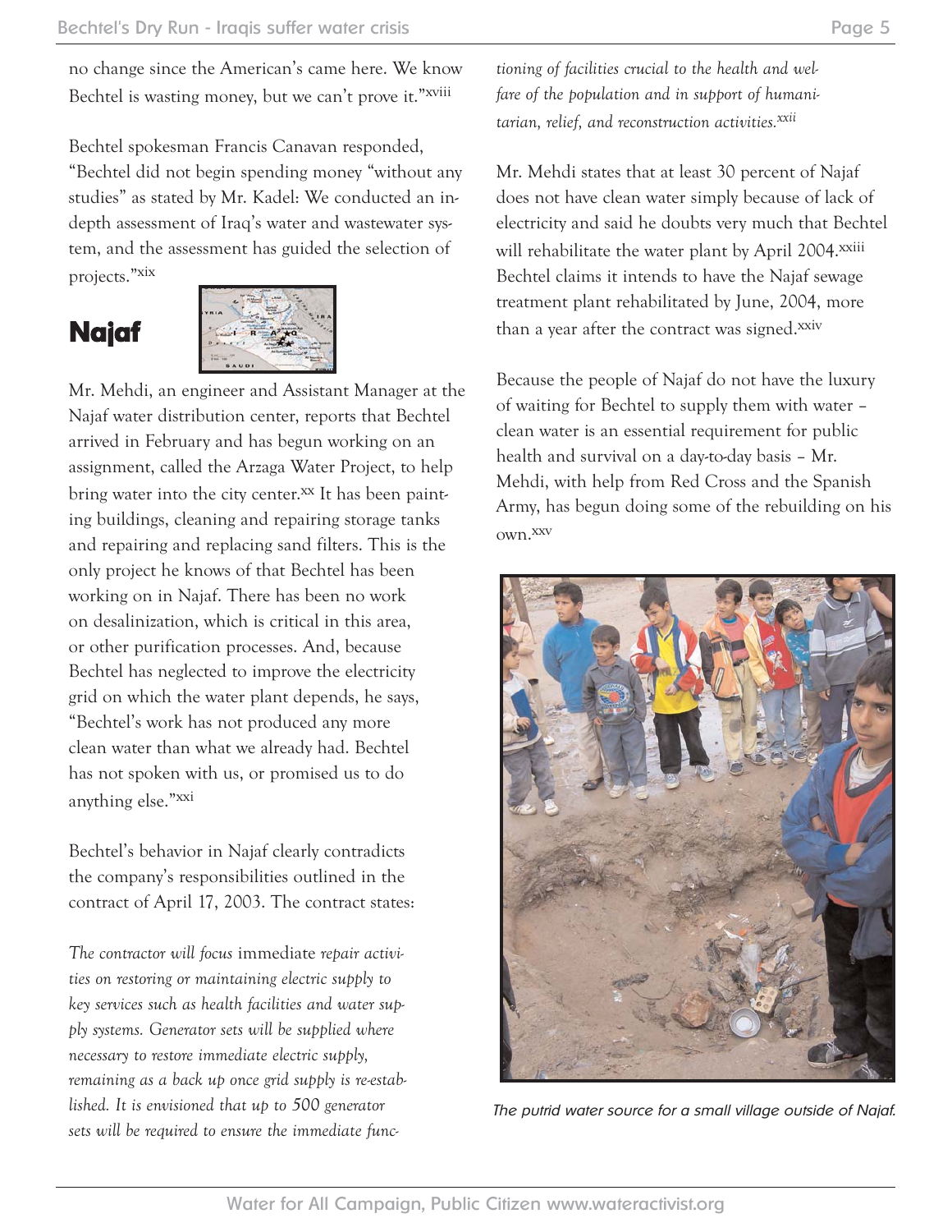no change since the American's came here. We know Bechtel is wasting money, but we can't prove it."[xviii]

Bechtel spokesman Francis Canavan responded, "Bechtel did not begin spending money "without any studies" as stated by Mr. Kadel: We conducted an in-depth assessment of Iraq's water and wastewater system, and the assessment has guided the selection of projects."[xix]

## Najaf

Mr. Mehdi, an engineer and Assistant Manager at the Najaf water distribution center, reports that Bechtel arrived in February and has begun working on an assignment, called the Arzaga Water Project, to help bring water into the city center.[xx] It has been painting buildings, cleaning and repairing storage tanks and repairing and replacing sand filters. This is the only project he knows of that Bechtel has been working on in Najaf. There has been no work on desalinization, which is critical in this area, or other purification processes. And, because Bechtel has neglected to improve the electricity grid on which the water plant depends, he says, "Bechtel's work has not produced any more clean water than what we already had. Bechtel has not spoken with us, or promised us to do anything else."[xxi]

Bechtel's behavior in Najaf clearly contradicts the company's responsibilities outlined in the contract of April 17, 2003. The contract states:

*The contractor will focus* immediate *repair activities on restoring or maintaining electric supply to key services such as health facilities and water supply systems. Generator sets will be supplied where necessary to restore immediate electric supply, remaining as a back up once grid supply is re-established. It is envisioned that up to 500 generator sets will be required to ensure the immediate functioning of facilities crucial to the health and welfare of the population and in support of humanitarian, relief, and reconstruction activities.*[xxii]

Mr. Mehdi states that at least 30 percent of Najaf does not have clean water simply because of lack of electricity and said he doubts very much that Bechtel will rehabilitate the water plant by April 2004.[xxiii] Bechtel claims it intends to have the Najaf sewage treatment plant rehabilitated by June, 2004, more than a year after the contract was signed.[xxiv]

Because the people of Najaf do not have the luxury of waiting for Bechtel to supply them with water – clean water is an essential requirement for public health and survival on a day-to-day basis – Mr. Mehdi, with help from Red Cross and the Spanish Army, has begun doing some of the rebuilding on his own.[xxv]

*The putrid water source for a small village outside of Najaf.*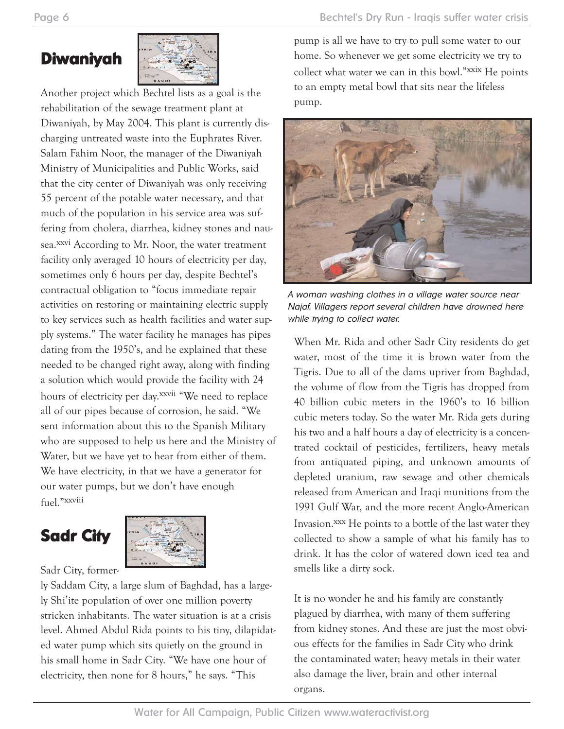## Diwaniyah

Another project which Bechtel lists as a goal is the rehabilitation of the sewage treatment plant at Diwaniyah, by May 2004. This plant is currently discharging untreated waste into the Euphrates River. Salam Fahim Noor, the manager of the Diwaniyah Ministry of Municipalities and Public Works, said that the city center of Diwaniyah was only receiving 55 percent of the potable water necessary, and that much of the population in his service area was suffering from cholera, diarrhea, kidney stones and nausea.[xxvi] According to Mr. Noor, the water treatment facility only averaged 10 hours of electricity per day, sometimes only 6 hours per day, despite Bechtel's contractual obligation to "focus immediate repair activities on restoring or maintaining electric supply to key services such as health facilities and water supply systems." The water facility he manages has pipes dating from the 1950's, and he explained that these needed to be changed right away, along with finding a solution which would provide the facility with 24 hours of electricity per day.[xxvii] "We need to replace all of our pipes because of corrosion, he said. "We sent information about this to the Spanish Military who are supposed to help us here and the Ministry of Water, but we have yet to hear from either of them. We have electricity, in that we have a generator for our water pumps, but we don't have enough fuel."[xxviii]

## Sadr City

Sadr City, formerly Saddam City, a large slum of Baghdad, has a largely Shi'ite population of over one million poverty stricken inhabitants. The water situation is at a crisis level. Ahmed Abdul Rida points to his tiny, dilapidated water pump which sits quietly on the ground in his small home in Sadr City. "We have one hour of electricity, then none for 8 hours," he says. "This pump is all we have to try to pull some water to our home. So whenever we get some electricity we try to collect what water we can in this bowl."[xxix] He points to an empty metal bowl that sits near the lifeless pump.

*A woman washing clothes in a village water source near Najaf. Villagers report several children have drowned here while trying to collect water.*

When Mr. Rida and other Sadr City residents do get water, most of the time it is brown water from the Tigris. Due to all of the dams upriver from Baghdad, the volume of flow from the Tigris has dropped from 40 billion cubic meters in the 1960's to 16 billion cubic meters today. So the water Mr. Rida gets during his two and a half hours a day of electricity is a concentrated cocktail of pesticides, fertilizers, heavy metals from antiquated piping, and unknown amounts of depleted uranium, raw sewage and other chemicals released from American and Iraqi munitions from the 1991 Gulf War, and the more recent Anglo-American Invasion.[xxx] He points to a bottle of the last water they collected to show a sample of what his family has to drink. It has the color of watered down iced tea and smells like a dirty sock.

It is no wonder he and his family are constantly plagued by diarrhea, with many of them suffering from kidney stones. And these are just the most obvious effects for the families in Sadr City who drink the contaminated water; heavy metals in their water also damage the liver, brain and other internal organs.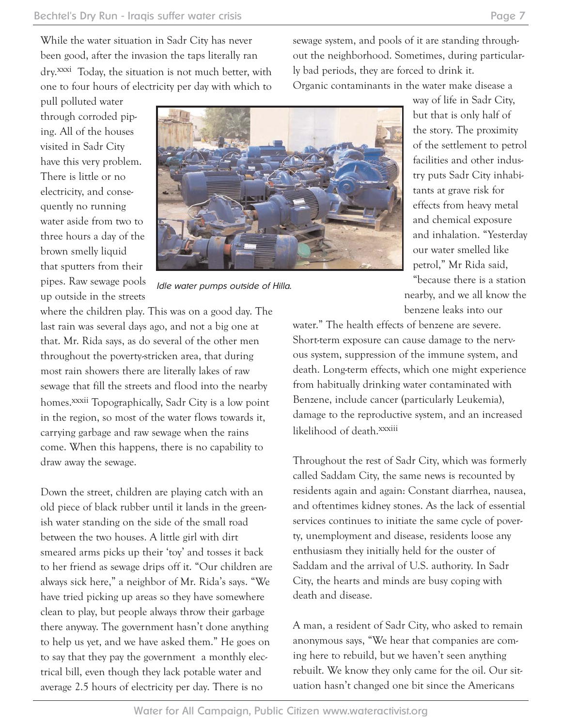While the water situation in Sadr City has never been good, after the invasion the taps literally ran dry.[xxxi] Today, the situation is not much better, with one to four hours of electricity per day with which to pull polluted water through corroded piping. All of the houses visited in Sadr City have this very problem. There is little or no electricity, and consequently no running water aside from two to three hours a day of the brown smelly liquid that sputters from their pipes. Raw sewage pools up outside in the streets where the children play. This was on a good day. The last rain was several days ago, and not a big one at that. Mr. Rida says, as do several of the other men throughout the poverty-stricken area, that during most rain showers there are literally lakes of raw sewage that fill the streets and flood into the nearby homes.[xxxii] Topographically, Sadr City is a low point in the region, so most of the water flows towards it, carrying garbage and raw sewage when the rains come. When this happens, there is no capability to draw away the sewage.

*Idle water pumps outside of Hilla.*

Down the street, children are playing catch with an old piece of black rubber until it lands in the greenish water standing on the side of the small road between the two houses. A little girl with dirt smeared arms picks up their 'toy' and tosses it back to her friend as sewage drips off it. "Our children are always sick here," a neighbor of Mr. Rida's says. "We have tried picking up areas so they have somewhere clean to play, but people always throw their garbage there anyway. The government hasn't done anything to help us yet, and we have asked them." He goes on to say that they pay the government a monthly electrical bill, even though they lack potable water and average 2.5 hours of electricity per day. There is no sewage system, and pools of it are standing throughout the neighborhood. Sometimes, during particularly bad periods, they are forced to drink it.

Organic contaminants in the water make disease a way of life in Sadr City, but that is only half of the story. The proximity of the settlement to petrol facilities and other industry puts Sadr City inhabitants at grave risk for effects from heavy metal and chemical exposure and inhalation. "Yesterday our water smelled like petrol," Mr Rida said, "because there is a station nearby, and we all know the benzene leaks into our water." The health effects of benzene are severe. Short-term exposure can cause damage to the nervous system, suppression of the immune system, and death. Long-term effects, which one might experience from habitually drinking water contaminated with Benzene, include cancer (particularly Leukemia), damage to the reproductive system, and an increased likelihood of death.[xxxiii]

Throughout the rest of Sadr City, which was formerly called Saddam City, the same news is recounted by residents again and again: Constant diarrhea, nausea, and oftentimes kidney stones. As the lack of essential services continues to initiate the same cycle of poverty, unemployment and disease, residents loose any enthusiasm they initially held for the ouster of Saddam and the arrival of U.S. authority. In Sadr City, the hearts and minds are busy coping with death and disease.

A man, a resident of Sadr City, who asked to remain anonymous says, "We hear that companies are coming here to rebuild, but we haven't seen anything rebuilt. We know they only came for the oil. Our situation hasn't changed one bit since the Americans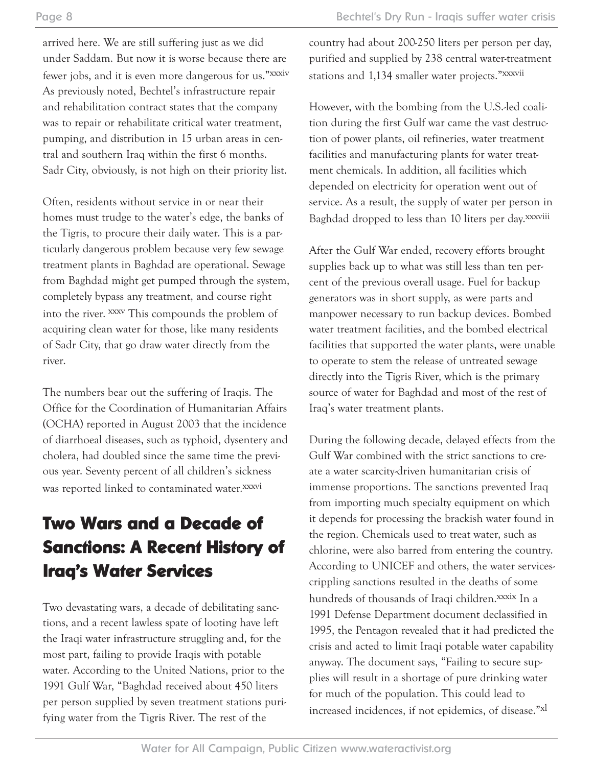arrived here. We are still suffering just as we did under Saddam. But now it is worse because there are fewer jobs, and it is even more dangerous for us."[xxxiv] As previously noted, Bechtel's infrastructure repair and rehabilitation contract states that the company was to repair or rehabilitate critical water treatment, pumping, and distribution in 15 urban areas in central and southern Iraq within the first 6 months. Sadr City, obviously, is not high on their priority list.

Often, residents without service in or near their homes must trudge to the water's edge, the banks of the Tigris, to procure their daily water. This is a particularly dangerous problem because very few sewage treatment plants in Baghdad are operational. Sewage from Baghdad might get pumped through the system, completely bypass any treatment, and course right into the river. [xxxv] This compounds the problem of acquiring clean water for those, like many residents of Sadr City, that go draw water directly from the river.

The numbers bear out the suffering of Iraqis. The Office for the Coordination of Humanitarian Affairs (OCHA) reported in August 2003 that the incidence of diarrhoeal diseases, such as typhoid, dysentery and cholera, had doubled since the same time the previous year. Seventy percent of all children's sickness was reported linked to contaminated water.[xxxvi]

## Two Wars and a Decade of Sanctions: A Recent History of Iraq's Water Services

Two devastating wars, a decade of debilitating sanctions, and a recent lawless spate of looting have left the Iraqi water infrastructure struggling and, for the most part, failing to provide Iraqis with potable water. According to the United Nations, prior to the 1991 Gulf War, "Baghdad received about 450 liters per person supplied by seven treatment stations purifying water from the Tigris River. The rest of the country had about 200-250 liters per person per day, purified and supplied by 238 central water-treatment stations and 1,134 smaller water projects."[xxxvii]

However, with the bombing from the U.S.-led coalition during the first Gulf war came the vast destruction of power plants, oil refineries, water treatment facilities and manufacturing plants for water treatment chemicals. In addition, all facilities which depended on electricity for operation went out of service. As a result, the supply of water per person in Baghdad dropped to less than 10 liters per day.[xxxviii]

After the Gulf War ended, recovery efforts brought supplies back up to what was still less than ten percent of the previous overall usage. Fuel for backup generators was in short supply, as were parts and manpower necessary to run backup devices. Bombed water treatment facilities, and the bombed electrical facilities that supported the water plants, were unable to operate to stem the release of untreated sewage directly into the Tigris River, which is the primary source of water for Baghdad and most of the rest of Iraq's water treatment plants.

During the following decade, delayed effects from the Gulf War combined with the strict sanctions to create a water scarcity-driven humanitarian crisis of immense proportions. The sanctions prevented Iraq from importing much specialty equipment on which it depends for processing the brackish water found in the region. Chemicals used to treat water, such as chlorine, were also barred from entering the country. According to UNICEF and others, the water services-crippling sanctions resulted in the deaths of some hundreds of thousands of Iraqi children.[xxxix] In a 1991 Defense Department document declassified in 1995, the Pentagon revealed that it had predicted the crisis and acted to limit Iraqi potable water capability anyway. The document says, "Failing to secure supplies will result in a shortage of pure drinking water for much of the population. This could lead to increased incidences, if not epidemics, of disease."[xl]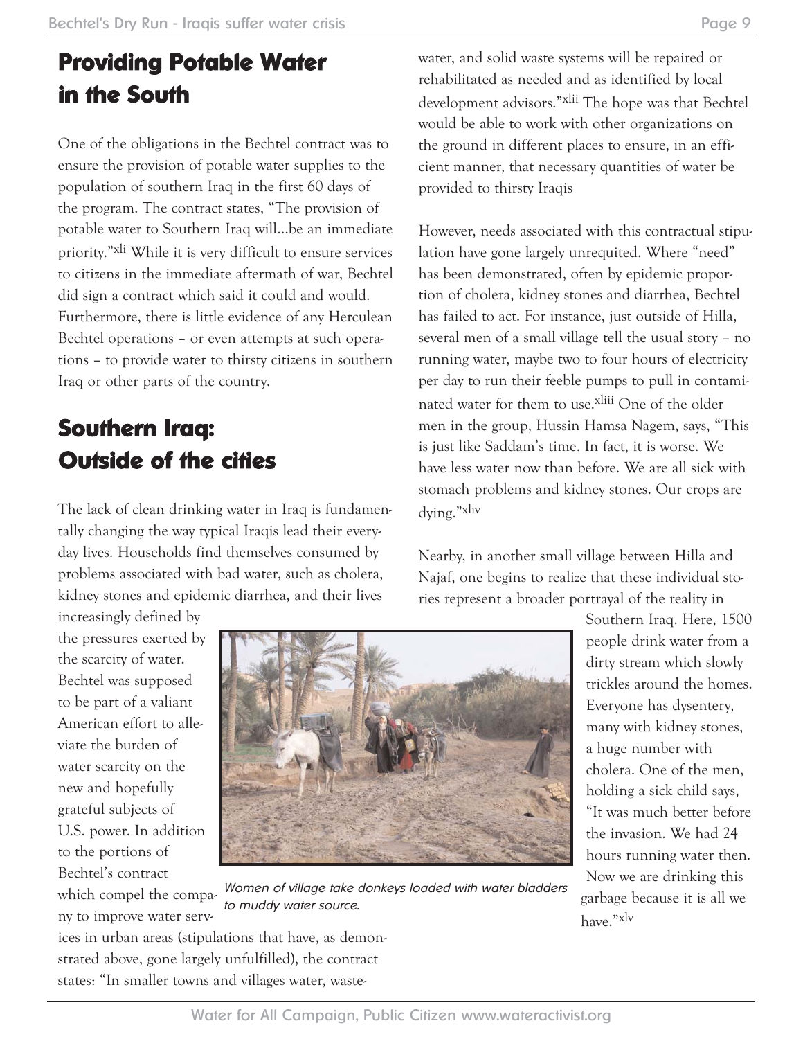## Providing Potable Water in the South

One of the obligations in the Bechtel contract was to ensure the provision of potable water supplies to the population of southern Iraq in the first 60 days of the program. The contract states, "The provision of potable water to Southern Iraq will...be an immediate priority."[xli] While it is very difficult to ensure services to citizens in the immediate aftermath of war, Bechtel did sign a contract which said it could and would. Furthermore, there is little evidence of any Herculean Bechtel operations – or even attempts at such operations – to provide water to thirsty citizens in southern Iraq or other parts of the country.

## Southern Iraq: Outside of the cities

The lack of clean drinking water in Iraq is fundamentally changing the way typical Iraqis lead their everyday lives. Households find themselves consumed by problems associated with bad water, such as cholera, kidney stones and epidemic diarrhea, and their lives increasingly defined by the pressures exerted by the scarcity of water. Bechtel was supposed to be part of a valiant American effort to alleviate the burden of water scarcity on the new and hopefully grateful subjects of U.S. power. In addition to the portions of Bechtel's contract which compel the company to improve water services in urban areas (stipulations that have, as demonstrated above, gone largely unfulfilled), the contract states: "In smaller towns and villages water, wastewater, and solid waste systems will be repaired or rehabilitated as needed and as identified by local development advisors."[xlii] The hope was that Bechtel would be able to work with other organizations on the ground in different places to ensure, in an efficient manner, that necessary quantities of water be provided to thirsty Iraqis

*Women of village take donkeys loaded with water bladders to muddy water source.*

However, needs associated with this contractual stipulation have gone largely unrequited. Where "need" has been demonstrated, often by epidemic proportion of cholera, kidney stones and diarrhea, Bechtel has failed to act. For instance, just outside of Hilla, several men of a small village tell the usual story – no running water, maybe two to four hours of electricity per day to run their feeble pumps to pull in contaminated water for them to use.[xliii] One of the older men in the group, Hussin Hamsa Nagem, says, "This is just like Saddam's time. In fact, it is worse. We have less water now than before. We are all sick with stomach problems and kidney stones. Our crops are dying."[xliv]

Nearby, in another small village between Hilla and Najaf, one begins to realize that these individual stories represent a broader portrayal of the reality in Southern Iraq. Here, 1500 people drink water from a dirty stream which slowly trickles around the homes. Everyone has dysentery, many with kidney stones, a huge number with cholera. One of the men, holding a sick child says, "It was much better before the invasion. We had 24 hours running water then. Now we are drinking this garbage because it is all we have."[xlv]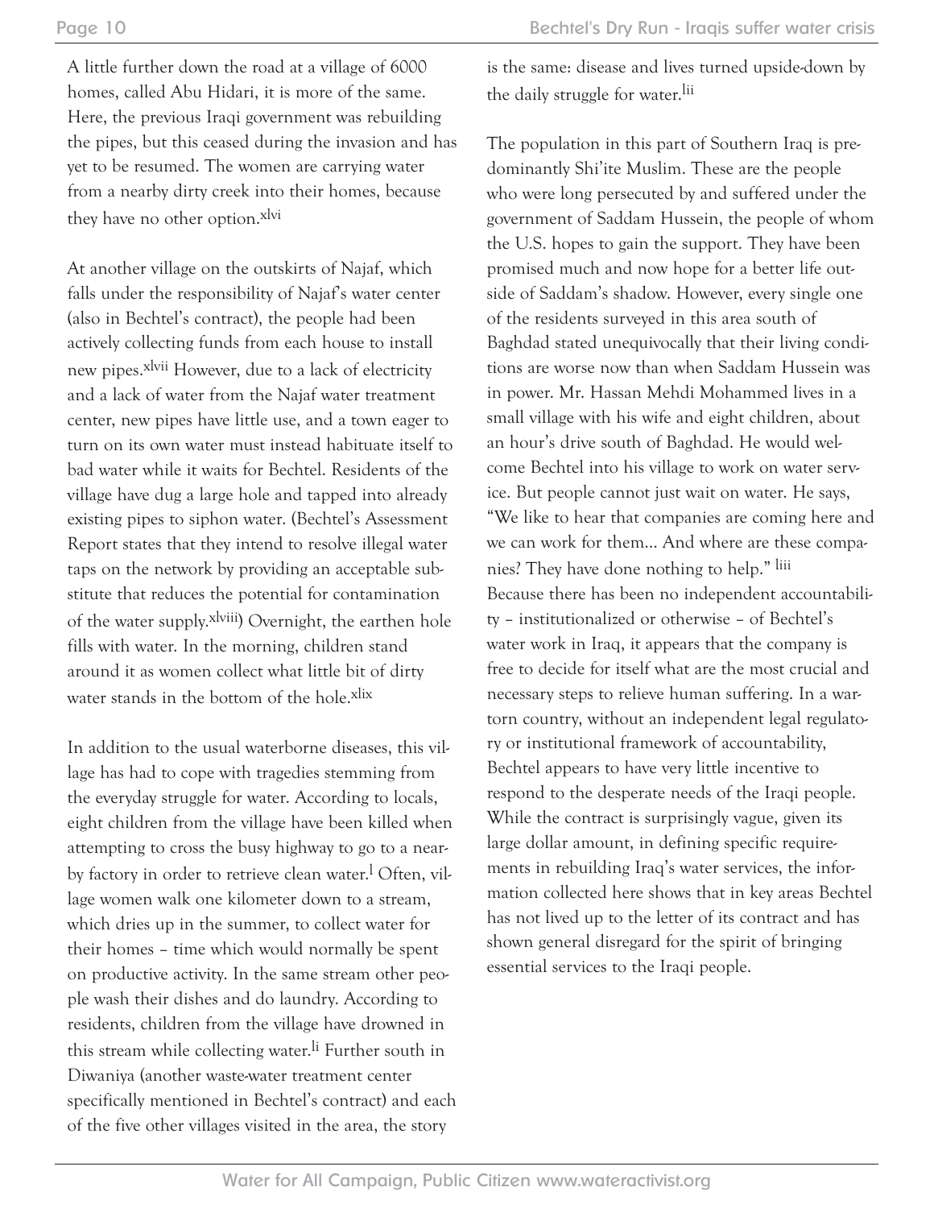A little further down the road at a village of 6000 homes, called Abu Hidari, it is more of the same. Here, the previous Iraqi government was rebuilding the pipes, but this ceased during the invasion and has yet to be resumed. The women are carrying water from a nearby dirty creek into their homes, because they have no other option.[xlvi]

At another village on the outskirts of Najaf, which falls under the responsibility of Najaf's water center (also in Bechtel's contract), the people had been actively collecting funds from each house to install new pipes.[xlvii] However, due to a lack of electricity and a lack of water from the Najaf water treatment center, new pipes have little use, and a town eager to turn on its own water must instead habituate itself to bad water while it waits for Bechtel. Residents of the village have dug a large hole and tapped into already existing pipes to siphon water. (Bechtel's Assessment Report states that they intend to resolve illegal water taps on the network by providing an acceptable substitute that reduces the potential for contamination of the water supply.[xlviii]) Overnight, the earthen hole fills with water. In the morning, children stand around it as women collect what little bit of dirty water stands in the bottom of the hole.[xlix]

In addition to the usual waterborne diseases, this village has had to cope with tragedies stemming from the everyday struggle for water. According to locals, eight children from the village have been killed when attempting to cross the busy highway to go to a nearby factory in order to retrieve clean water.[l] Often, village women walk one kilometer down to a stream, which dries up in the summer, to collect water for their homes – time which would normally be spent on productive activity. In the same stream other people wash their dishes and do laundry. According to residents, children from the village have drowned in this stream while collecting water.[li] Further south in Diwaniya (another waste-water treatment center specifically mentioned in Bechtel's contract) and each of the five other villages visited in the area, the story is the same: disease and lives turned upside-down by the daily struggle for water.[lii]

The population in this part of Southern Iraq is predominantly Shi'ite Muslim. These are the people who were long persecuted by and suffered under the government of Saddam Hussein, the people of whom the U.S. hopes to gain the support. They have been promised much and now hope for a better life outside of Saddam's shadow. However, every single one of the residents surveyed in this area south of Baghdad stated unequivocally that their living conditions are worse now than when Saddam Hussein was in power. Mr. Hassan Mehdi Mohammed lives in a small village with his wife and eight children, about an hour's drive south of Baghdad. He would welcome Bechtel into his village to work on water service. But people cannot just wait on water. He says, "We like to hear that companies are coming here and we can work for them... And where are these companies? They have done nothing to help." [liii]

Because there has been no independent accountability – institutionalized or otherwise – of Bechtel's water work in Iraq, it appears that the company is free to decide for itself what are the most crucial and necessary steps to relieve human suffering. In a war-torn country, without an independent legal regulatory or institutional framework of accountability, Bechtel appears to have very little incentive to respond to the desperate needs of the Iraqi people. While the contract is surprisingly vague, given its large dollar amount, in defining specific requirements in rebuilding Iraq's water services, the information collected here shows that in key areas Bechtel has not lived up to the letter of its contract and has shown general disregard for the spirit of bringing essential services to the Iraqi people.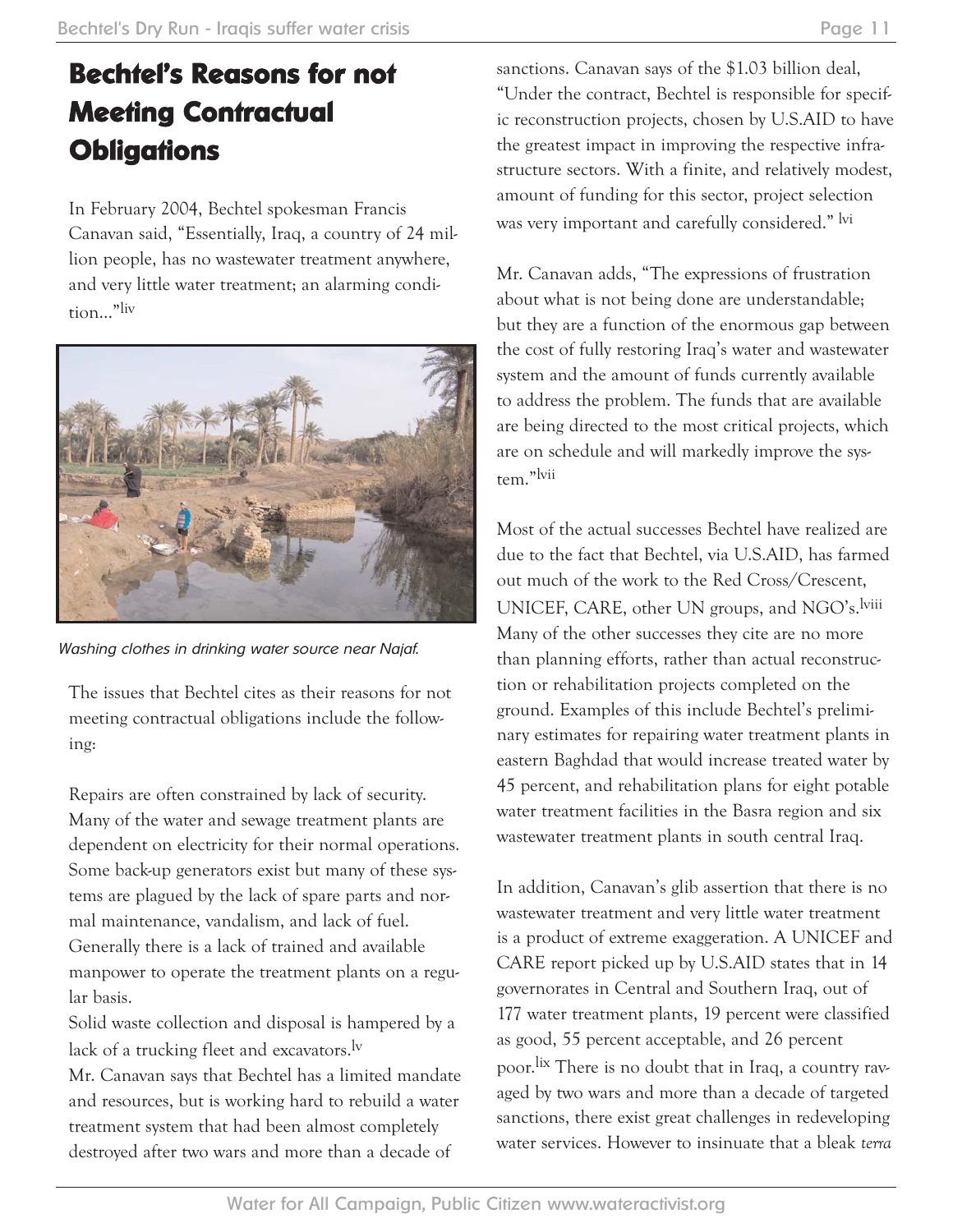## Bechtel's Reasons for not Meeting Contractual Obligations

In February 2004, Bechtel spokesman Francis Canavan said, "Essentially, Iraq, a country of 24 million people, has no wastewater treatment anywhere, and very little water treatment; an alarming condition..."[liv]

*Washing clothes in drinking water source near Najaf.*

The issues that Bechtel cites as their reasons for not meeting contractual obligations include the following:

Repairs are often constrained by lack of security. Many of the water and sewage treatment plants are dependent on electricity for their normal operations. Some back-up generators exist but many of these systems are plagued by the lack of spare parts and normal maintenance, vandalism, and lack of fuel. Generally there is a lack of trained and available manpower to operate the treatment plants on a regular basis.

Solid waste collection and disposal is hampered by a lack of a trucking fleet and excavators.[lv]

Mr. Canavan says that Bechtel has a limited mandate and resources, but is working hard to rebuild a water treatment system that had been almost completely destroyed after two wars and more than a decade of sanctions. Canavan says of the $1.03 billion deal, "Under the contract, Bechtel is responsible for specific reconstruction projects, chosen by U.S.AID to have the greatest impact in improving the respective infrastructure sectors. With a finite, and relatively modest, amount of funding for this sector, project selection was very important and carefully considered." [lvi]

Mr. Canavan adds, "The expressions of frustration about what is not being done are understandable; but they are a function of the enormous gap between the cost of fully restoring Iraq's water and wastewater system and the amount of funds currently available to address the problem. The funds that are available are being directed to the most critical projects, which are on schedule and will markedly improve the system."[lvii]

Most of the actual successes Bechtel have realized are due to the fact that Bechtel, via U.S.AID, has farmed out much of the work to the Red Cross/Crescent, UNICEF, CARE, other UN groups, and NGO's.[lviii] Many of the other successes they cite are no more than planning efforts, rather than actual reconstruction or rehabilitation projects completed on the ground. Examples of this include Bechtel's preliminary estimates for repairing water treatment plants in eastern Baghdad that would increase treated water by 45 percent, and rehabilitation plans for eight potable water treatment facilities in the Basra region and six wastewater treatment plants in south central Iraq.

In addition, Canavan's glib assertion that there is no wastewater treatment and very little water treatment is a product of extreme exaggeration. A UNICEF and CARE report picked up by U.S.AID states that in 14 governorates in Central and Southern Iraq, out of 177 water treatment plants, 19 percent were classified as good, 55 percent acceptable, and 26 percent poor.[lix] There is no doubt that in Iraq, a country ravaged by two wars and more than a decade of targeted sanctions, there exist great challenges in redeveloping water services. However to insinuate that a bleak *terra*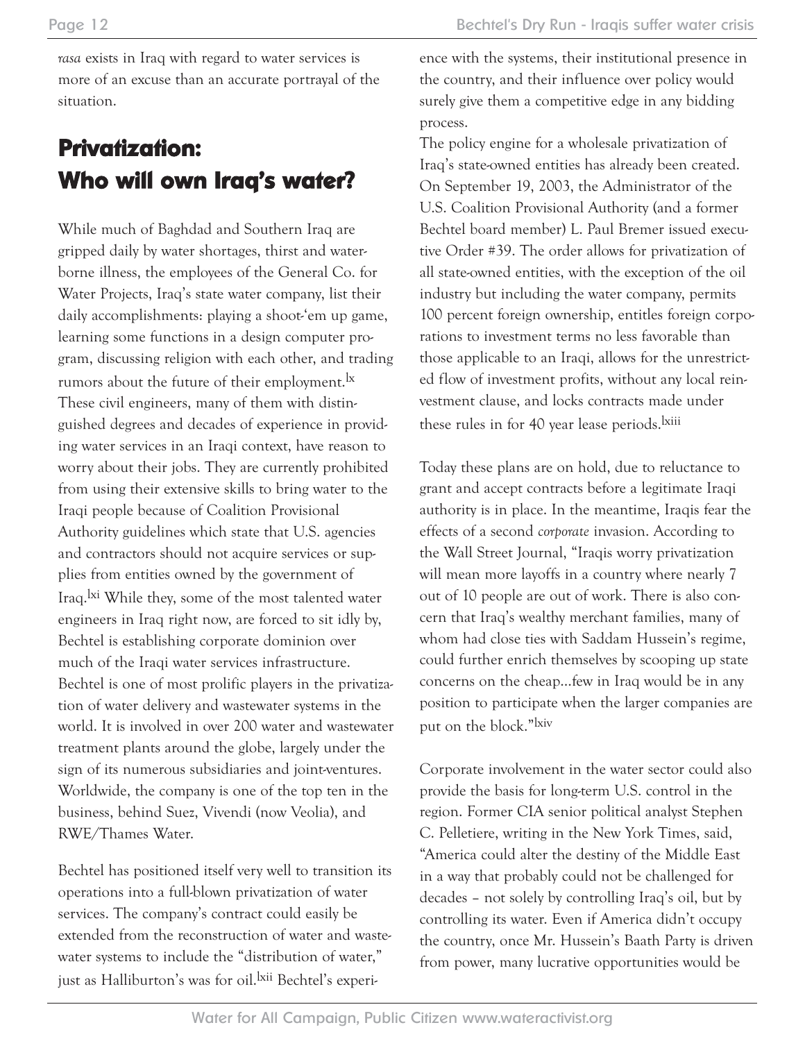*rasa* exists in Iraq with regard to water services is more of an excuse than an accurate portrayal of the situation.

## Privatization: Who will own Iraq's water?

While much of Baghdad and Southern Iraq are gripped daily by water shortages, thirst and waterborne illness, the employees of the General Co. for Water Projects, Iraq's state water company, list their daily accomplishments: playing a shoot-'em up game, learning some functions in a design computer program, discussing religion with each other, and trading rumors about the future of their employment.[lx] These civil engineers, many of them with distinguished degrees and decades of experience in providing water services in an Iraqi context, have reason to worry about their jobs. They are currently prohibited from using their extensive skills to bring water to the Iraqi people because of Coalition Provisional Authority guidelines which state that U.S. agencies and contractors should not acquire services or supplies from entities owned by the government of Iraq.[lxi] While they, some of the most talented water engineers in Iraq right now, are forced to sit idly by, Bechtel is establishing corporate dominion over much of the Iraqi water services infrastructure. Bechtel is one of most prolific players in the privatization of water delivery and wastewater systems in the world. It is involved in over 200 water and wastewater treatment plants around the globe, largely under the sign of its numerous subsidiaries and joint-ventures. Worldwide, the company is one of the top ten in the business, behind Suez, Vivendi (now Veolia), and RWE/Thames Water.

Bechtel has positioned itself very well to transition its operations into a full-blown privatization of water services. The company's contract could easily be extended from the reconstruction of water and wastewater systems to include the "distribution of water," just as Halliburton's was for oil.[lxii] Bechtel's experience with the systems, their institutional presence in the country, and their influence over policy would surely give them a competitive edge in any bidding process.

The policy engine for a wholesale privatization of Iraq's state-owned entities has already been created. On September 19, 2003, the Administrator of the U.S. Coalition Provisional Authority (and a former Bechtel board member) L. Paul Bremer issued executive Order #39. The order allows for privatization of all state-owned entities, with the exception of the oil industry but including the water company, permits 100 percent foreign ownership, entitles foreign corporations to investment terms no less favorable than those applicable to an Iraqi, allows for the unrestricted flow of investment profits, without any local reinvestment clause, and locks contracts made under these rules in for 40 year lease periods.[lxiii]

Today these plans are on hold, due to reluctance to grant and accept contracts before a legitimate Iraqi authority is in place. In the meantime, Iraqis fear the effects of a second *corporate* invasion. According to the Wall Street Journal, "Iraqis worry privatization will mean more layoffs in a country where nearly 7 out of 10 people are out of work. There is also concern that Iraq's wealthy merchant families, many of whom had close ties with Saddam Hussein's regime, could further enrich themselves by scooping up state concerns on the cheap...few in Iraq would be in any position to participate when the larger companies are put on the block."[lxiv]

Corporate involvement in the water sector could also provide the basis for long-term U.S. control in the region. Former CIA senior political analyst Stephen C. Pelletiere, writing in the New York Times, said, "America could alter the destiny of the Middle East in a way that probably could not be challenged for decades – not solely by controlling Iraq's oil, but by controlling its water. Even if America didn't occupy the country, once Mr. Hussein's Baath Party is driven from power, many lucrative opportunities would be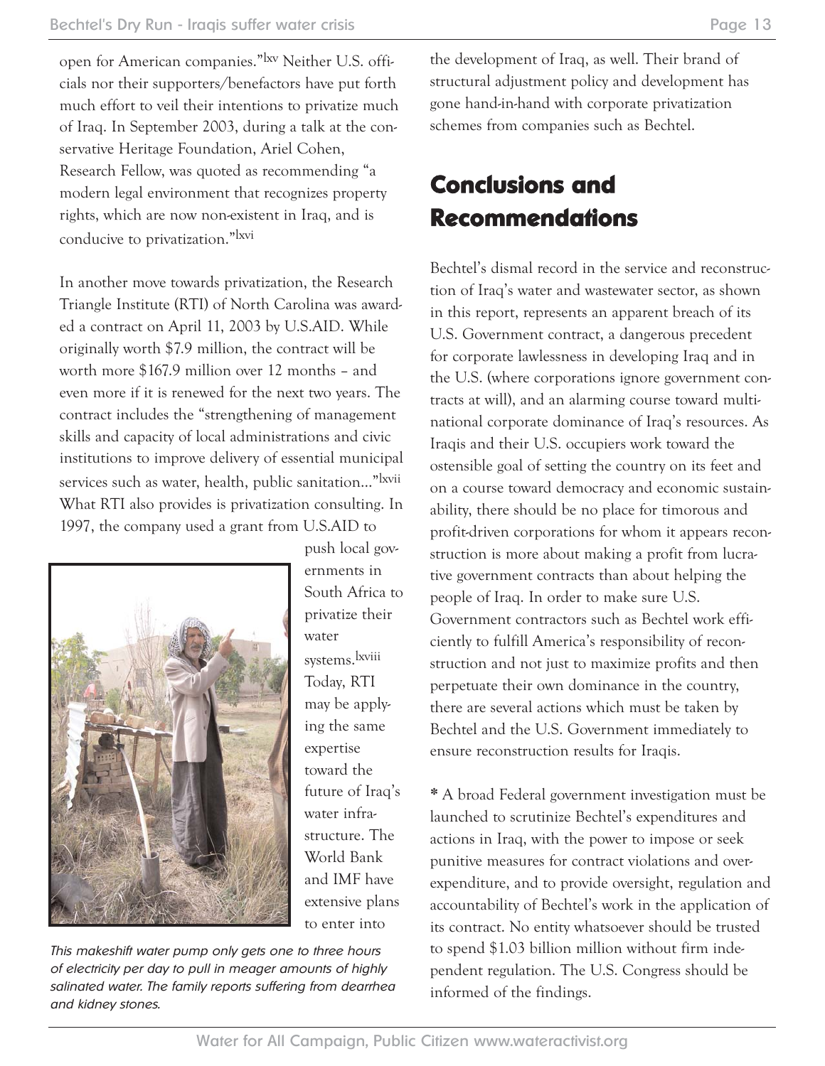open for American companies."[lxv] Neither U.S. officials nor their supporters/benefactors have put forth much effort to veil their intentions to privatize much of Iraq. In September 2003, during a talk at the conservative Heritage Foundation, Ariel Cohen, Research Fellow, was quoted as recommending "a modern legal environment that recognizes property rights, which are now non-existent in Iraq, and is conducive to privatization."[lxvi]

In another move towards privatization, the Research Triangle Institute (RTI) of North Carolina was awarded a contract on April 11, 2003 by U.S.AID. While originally worth $7.9 million, the contract will be worth more $167.9 million over 12 months – and even more if it is renewed for the next two years. The contract includes the "strengthening of management skills and capacity of local administrations and civic institutions to improve delivery of essential municipal services such as water, health, public sanitation..."[lxvii] What RTI also provides is privatization consulting. In 1997, the company used a grant from U.S.AID to push local governments in South Africa to privatize their water systems.[lxviii] Today, RTI may be applying the same expertise toward the future of Iraq's water infrastructure. The World Bank and IMF have extensive plans to enter into the development of Iraq, as well. Their brand of structural adjustment policy and development has gone hand-in-hand with corporate privatization schemes from companies such as Bechtel.

*This makeshift water pump only gets one to three hours of electricity per day to pull in meager amounts of highly salinated water. The family reports suffering from dearrhea and kidney stones.*

## Conclusions and Recommendations

Bechtel's dismal record in the service and reconstruction of Iraq's water and wastewater sector, as shown in this report, represents an apparent breach of its U.S. Government contract, a dangerous precedent for corporate lawlessness in developing Iraq and in the U.S. (where corporations ignore government contracts at will), and an alarming course toward multinational corporate dominance of Iraq's resources. As Iraqis and their U.S. occupiers work toward the ostensible goal of setting the country on its feet and on a course toward democracy and economic sustainability, there should be no place for timorous and profit-driven corporations for whom it appears reconstruction is more about making a profit from lucrative government contracts than about helping the people of Iraq. In order to make sure U.S. Government contractors such as Bechtel work efficiently to fulfill America's responsibility of reconstruction and not just to maximize profits and then perpetuate their own dominance in the country, there are several actions which must be taken by Bechtel and the U.S. Government immediately to ensure reconstruction results for Iraqis.

* A broad Federal government investigation must be launched to scrutinize Bechtel's expenditures and actions in Iraq, with the power to impose or seek punitive measures for contract violations and over-expenditure, and to provide oversight, regulation and accountability of Bechtel's work in the application of its contract. No entity whatsoever should be trusted to spend $1.03 billion million without firm independent regulation. The U.S. Congress should be informed of the findings.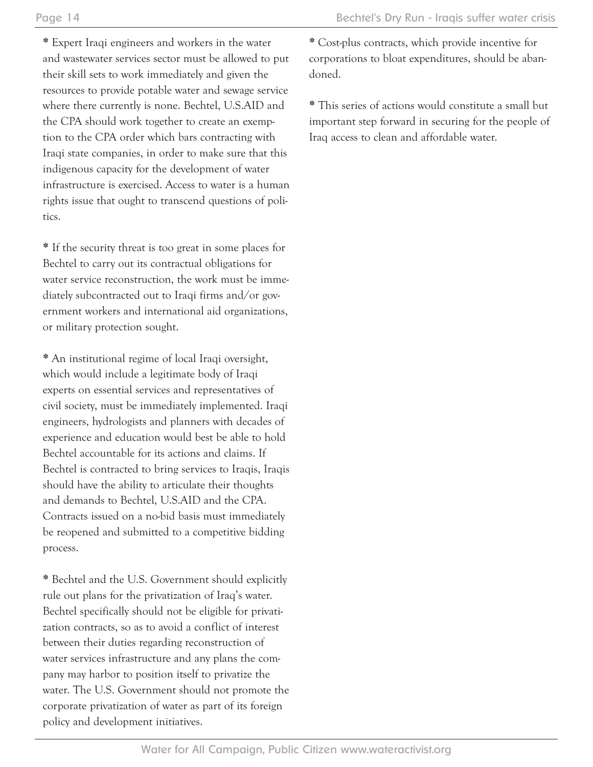* Expert Iraqi engineers and workers in the water and wastewater services sector must be allowed to put their skill sets to work immediately and given the resources to provide potable water and sewage service where there currently is none. Bechtel, U.S.AID and the CPA should work together to create an exemption to the CPA order which bars contracting with Iraqi state companies, in order to make sure that this indigenous capacity for the development of water infrastructure is exercised. Access to water is a human rights issue that ought to transcend questions of politics.

* If the security threat is too great in some places for Bechtel to carry out its contractual obligations for water service reconstruction, the work must be immediately subcontracted out to Iraqi firms and/or government workers and international aid organizations, or military protection sought.

* An institutional regime of local Iraqi oversight, which would include a legitimate body of Iraqi experts on essential services and representatives of civil society, must be immediately implemented. Iraqi engineers, hydrologists and planners with decades of experience and education would best be able to hold Bechtel accountable for its actions and claims. If Bechtel is contracted to bring services to Iraqis, Iraqis should have the ability to articulate their thoughts and demands to Bechtel, U.S.AID and the CPA. Contracts issued on a no-bid basis must immediately be reopened and submitted to a competitive bidding process.

* Bechtel and the U.S. Government should explicitly rule out plans for the privatization of Iraq's water. Bechtel specifically should not be eligible for privatization contracts, so as to avoid a conflict of interest between their duties regarding reconstruction of water services infrastructure and any plans the company may harbor to position itself to privatize the water. The U.S. Government should not promote the corporate privatization of water as part of its foreign policy and development initiatives.

* Cost-plus contracts, which provide incentive for corporations to bloat expenditures, should be abandoned.

* This series of actions would constitute a small but important step forward in securing for the people of Iraq access to clean and affordable water.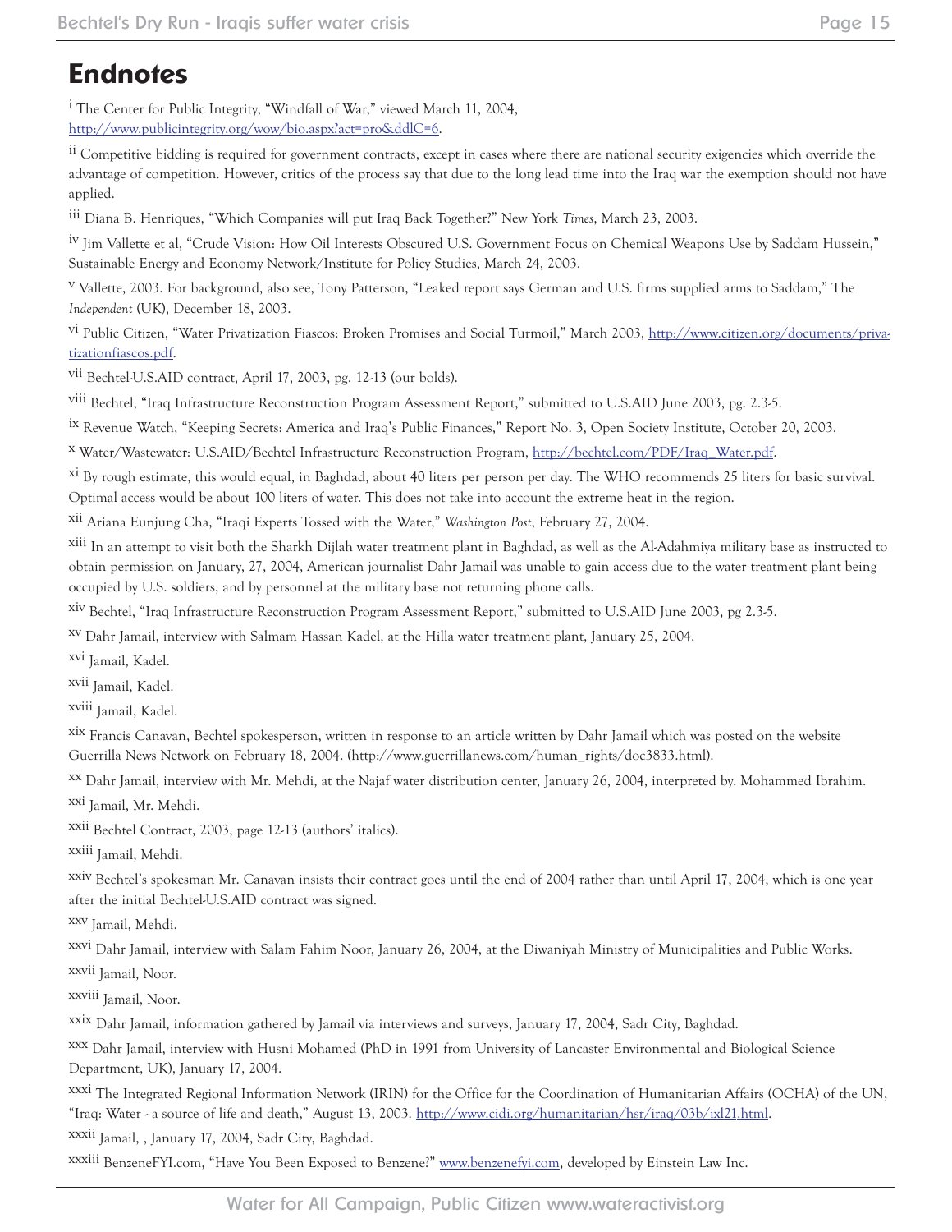# Endnotes

[i] The Center for Public Integrity, "Windfall of War," viewed March 11, 2004, http://www.publicintegrity.org/wow/bio.aspx?act=pro&ddlC=6.

[ii] Competitive bidding is required for government contracts, except in cases where there are national security exigencies which override the advantage of competition. However, critics of the process say that due to the long lead time into the Iraq war the exemption should not have applied.

[iii] Diana B. Henriques, "Which Companies will put Iraq Back Together?" New York *Times*, March 23, 2003.

[iv] Jim Vallette et al, "Crude Vision: How Oil Interests Obscured U.S. Government Focus on Chemical Weapons Use by Saddam Hussein," Sustainable Energy and Economy Network/Institute for Policy Studies, March 24, 2003.

[v] Vallette, 2003. For background, also see, Tony Patterson, "Leaked report says German and U.S. firms supplied arms to Saddam," The *Independent* (UK), December 18, 2003.

[vi] Public Citizen, "Water Privatization Fiascos: Broken Promises and Social Turmoil," March 2003, http://www.citizen.org/documents/privatizationfiascos.pdf.

[vii] Bechtel-U.S.AID contract, April 17, 2003, pg. 12-13 (our bolds).

[viii] Bechtel, "Iraq Infrastructure Reconstruction Program Assessment Report," submitted to U.S.AID June 2003, pg. 2.3-5.

[ix] Revenue Watch, "Keeping Secrets: America and Iraq's Public Finances," Report No. 3, Open Society Institute, October 20, 2003.

[x] Water/Wastewater: U.S.AID/Bechtel Infrastructure Reconstruction Program, http://bechtel.com/PDF/Iraq_Water.pdf.

[xi] By rough estimate, this would equal, in Baghdad, about 40 liters per person per day. The WHO recommends 25 liters for basic survival. Optimal access would be about 100 liters of water. This does not take into account the extreme heat in the region.

[xii] Ariana Eunjung Cha, "Iraqi Experts Tossed with the Water," *Washington Post*, February 27, 2004.

[xiii] In an attempt to visit both the Sharkh Dijlah water treatment plant in Baghdad, as well as the Al-Adahmiya military base as instructed to obtain permission on January, 27, 2004, American journalist Dahr Jamail was unable to gain access due to the water treatment plant being occupied by U.S. soldiers, and by personnel at the military base not returning phone calls.

[xiv] Bechtel, "Iraq Infrastructure Reconstruction Program Assessment Report," submitted to U.S.AID June 2003, pg 2.3-5.

[xv] Dahr Jamail, interview with Salmam Hassan Kadel, at the Hilla water treatment plant, January 25, 2004.

[xvi] Jamail, Kadel.

[xvii] Jamail, Kadel.

[xviii] Jamail, Kadel.

[xix] Francis Canavan, Bechtel spokesperson, written in response to an article written by Dahr Jamail which was posted on the website Guerrilla News Network on February 18, 2004. (http://www.guerrillanews.com/human_rights/doc3833.html).

[xx] Dahr Jamail, interview with Mr. Mehdi, at the Najaf water distribution center, January 26, 2004, interpreted by. Mohammed Ibrahim.

[xxi] Jamail, Mr. Mehdi.

[xxii] Bechtel Contract, 2003, page 12-13 (authors' italics).

[xxiii] Jamail, Mehdi.

[xxiv] Bechtel's spokesman Mr. Canavan insists their contract goes until the end of 2004 rather than until April 17, 2004, which is one year after the initial Bechtel-U.S.AID contract was signed.

[xxv] Jamail, Mehdi.

[xxvi] Dahr Jamail, interview with Salam Fahim Noor, January 26, 2004, at the Diwaniyah Ministry of Municipalities and Public Works.

[xxvii] Jamail, Noor.

[xxviii] Jamail, Noor.

[xxix] Dahr Jamail, information gathered by Jamail via interviews and surveys, January 17, 2004, Sadr City, Baghdad.

[xxx] Dahr Jamail, interview with Husni Mohamed (PhD in 1991 from University of Lancaster Environmental and Biological Science Department, UK), January 17, 2004.

[xxxi] The Integrated Regional Information Network (IRIN) for the Office for the Coordination of Humanitarian Affairs (OCHA) of the UN, "Iraq: Water - a source of life and death," August 13, 2003. http://www.cidi.org/humanitarian/hsr/iraq/03b/ixl21.html.

[xxxii] Jamail, , January 17, 2004, Sadr City, Baghdad.

[xxxiii] BenzeneFYI.com, "Have You Been Exposed to Benzene?" www.benzenefyi.com, developed by Einstein Law Inc.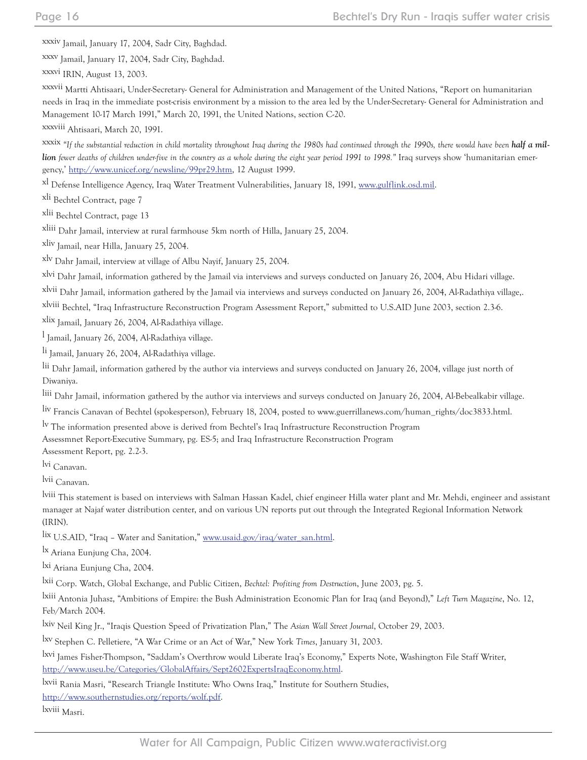[xxxiv] Jamail, January 17, 2004, Sadr City, Baghdad.

[xxxv] Jamail, January 17, 2004, Sadr City, Baghdad.

[xxxvi] IRIN, August 13, 2003.

[xxxvii] Martti Ahtisaari, Under-Secretary- General for Administration and Management of the United Nations, "Report on humanitarian needs in Iraq in the immediate post-crisis environment by a mission to the area led by the Under-Secretary- General for Administration and Management 10-17 March 1991," March 20, 1991, the United Nations, section C-20.

[xxxviii] Ahtisaari, March 20, 1991.

[xxxix] *"If the substantial reduction in child mortality throughout Iraq during the 1980s had continued through the 1990s, there would have been **half a million** fewer deaths of children under-five in the country as a whole during the eight year period 1991 to 1998."* Iraq surveys show 'humanitarian emergency,' http://www.unicef.org/newsline/99pr29.htm, 12 August 1999.

[xl] Defense Intelligence Agency, Iraq Water Treatment Vulnerabilities, January 18, 1991, www.gulflink.osd.mil.

[xli] Bechtel Contract, page 7

[xlii] Bechtel Contract, page 13

[xliii] Dahr Jamail, interview at rural farmhouse 5km north of Hilla, January 25, 2004.

[xliv] Jamail, near Hilla, January 25, 2004.

[xlv] Dahr Jamail, interview at village of Albu Nayif, January 25, 2004.

[xlvi] Dahr Jamail, information gathered by the Jamail via interviews and surveys conducted on January 26, 2004, Abu Hidari village.

[xlvii] Dahr Jamail, information gathered by the Jamail via interviews and surveys conducted on January 26, 2004, Al-Radathiya village,.

[xlviii] Bechtel, "Iraq Infrastructure Reconstruction Program Assessment Report," submitted to U.S.AID June 2003, section 2.3-6.

[xlix] Jamail, January 26, 2004, Al-Radathiya village.

[l] Jamail, January 26, 2004, Al-Radathiya village.

[li] Jamail, January 26, 2004, Al-Radathiya village.

[lii] Dahr Jamail, information gathered by the author via interviews and surveys conducted on January 26, 2004, village just north of Diwaniya.

[liii] Dahr Jamail, information gathered by the author via interviews and surveys conducted on January 26, 2004, Al-Bebealkabir village.

[liv] Francis Canavan of Bechtel (spokesperson), February 18, 2004, posted to www.guerrillanews.com/human_rights/doc3833.html.

[lv] The information presented above is derived from Bechtel's Iraq Infrastructure Reconstruction Program Assessmnet Report-Executive Summary, pg. ES-5; and Iraq Infrastructure Reconstruction Program Assessment Report, pg. 2.2-3.

[lvi] Canavan.

[lvii] Canavan.

[lviii] This statement is based on interviews with Salman Hassan Kadel, chief engineer Hilla water plant and Mr. Mehdi, engineer and assistant manager at Najaf water distribution center, and on various UN reports put out through the Integrated Regional Information Network (IRIN).

[lix] U.S.AID, "Iraq – Water and Sanitation," www.usaid.gov/iraq/water_san.html.

[lx] Ariana Eunjung Cha, 2004.

[lxi] Ariana Eunjung Cha, 2004.

[lxii] Corp. Watch, Global Exchange, and Public Citizen, *Bechtel: Profiting from Destruction*, June 2003, pg. 5.

[lxiii] Antonia Juhasz, "Ambitions of Empire: the Bush Administration Economic Plan for Iraq (and Beyond)," *Left Turn Magazine*, No. 12, Feb/March 2004.

[lxiv] Neil King Jr., "Iraqis Question Speed of Privatization Plan," The *Asian Wall Street Journal*, October 29, 2003.

[lxv] Stephen C. Pelletiere, "A War Crime or an Act of War," New York *Times*, January 31, 2003.

[lxvi] James Fisher-Thompson, "Saddam's Overthrow would Liberate Iraq's Economy," Experts Note, Washington File Staff Writer, http://www.useu.be/Categories/GlobalAffairs/Sept2602ExpertsIraqEconomy.html.

[lxvii] Rania Masri, "Research Triangle Institute: Who Owns Iraq," Institute for Southern Studies, http://www.southernstudies.org/reports/wolf.pdf.

[lxviii] Masri.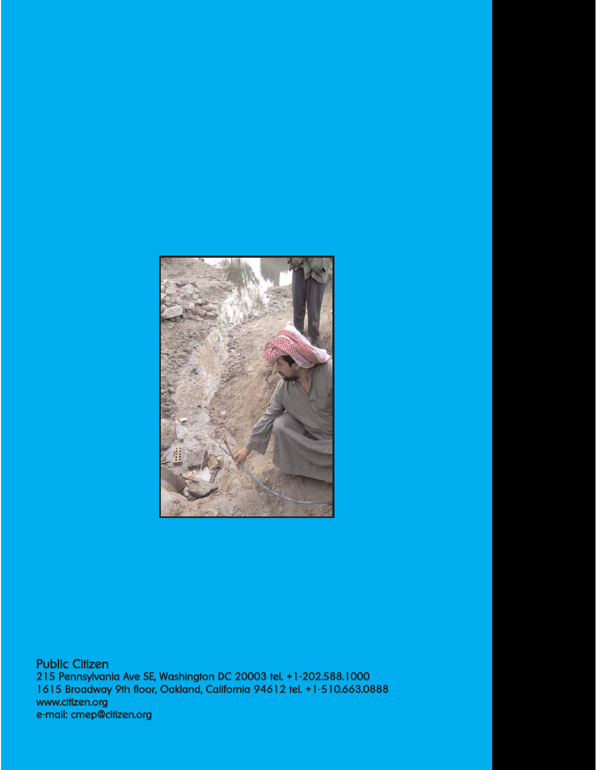**Public Citizen**
215 Pennsylvania Ave SE, Washington DC 20003 tel. +1-202.588.1000
1615 Broadway 9th floor, Oakland, California 94612 tel. +1-510.663.0888
www.citizen.org
e-mail: cmep@citizen.org